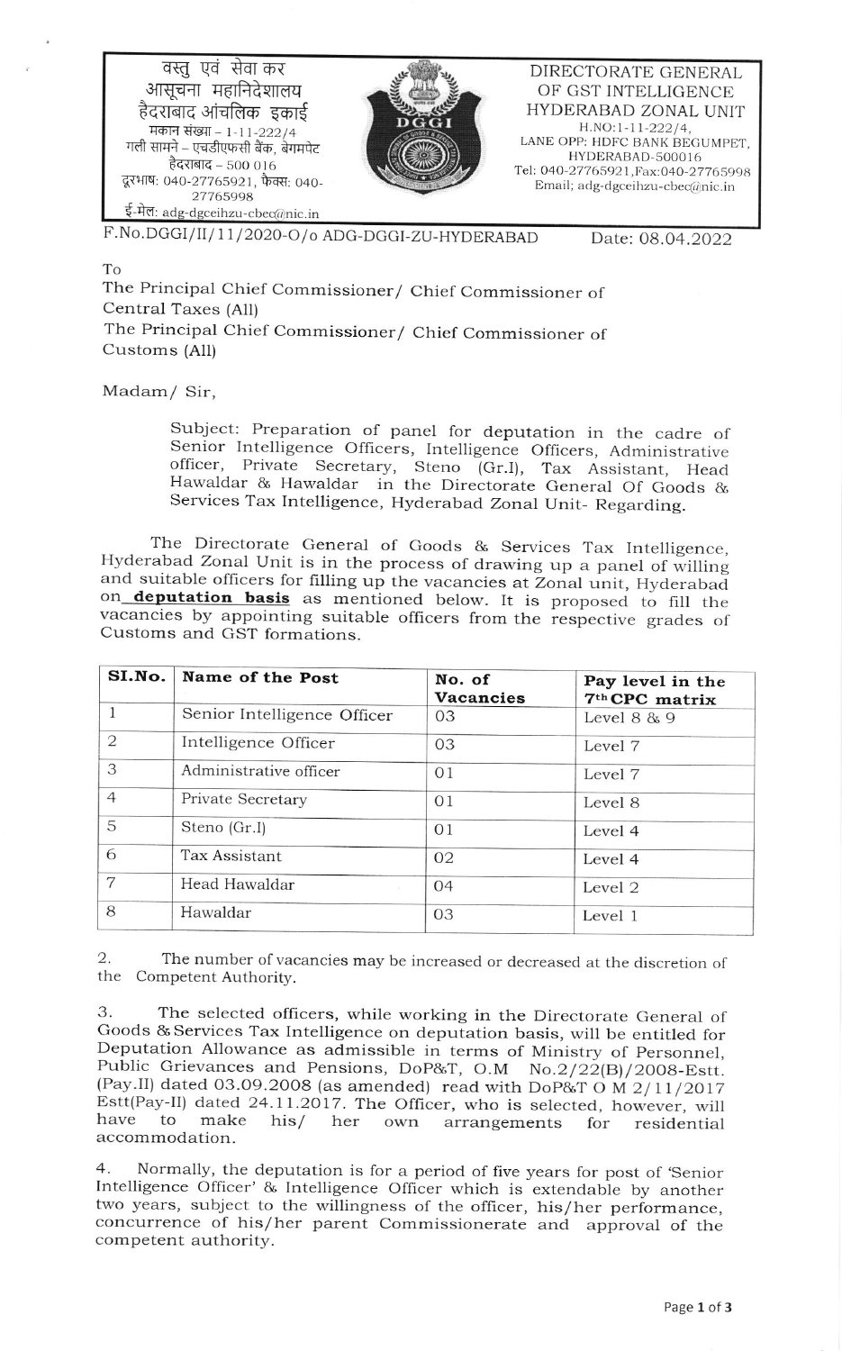वस्तु एवं सेवा कर
आसूचना महानिदेशालय
हैदराबाद आंचलिक इकाई
मकान संख्या – 1-11-222/4
गली सामने – एचडीएफसी बैंक, बेगमपेट
हैदराबाद – 500 016
दूरभाष: 040-27765921, फैक्स: 040-27765998
ई-मेल: adg-dgceihzu-cbec@nic.in

DIRECTORATE GENERAL
OF GST INTELLIGENCE
HYDERABAD ZONAL UNIT
H.NO:1-11-222/4,
LANE OPP: HDFC BANK BEGUMPET,
HYDERABAD-500016
Tel: 040-27765921,Fax:040-27765998
Email; adg-dgceihzu-cbec@nic.in

F.No.DGGI/II/11/2020-O/o ADG-DGGI-ZU-HYDERABAD　　　　Date: 08.04.2022

To
The Principal Chief Commissioner/ Chief Commissioner of Central Taxes (All)
The Principal Chief Commissioner/ Chief Commissioner of Customs (All)

Madam/ Sir,

Subject: Preparation of panel for deputation in the cadre of Senior Intelligence Officers, Intelligence Officers, Administrative officer, Private Secretary, Steno (Gr.I), Tax Assistant, Head Hawaldar & Hawaldar in the Directorate General Of Goods & Services Tax Intelligence, Hyderabad Zonal Unit- Regarding.

The Directorate General of Goods & Services Tax Intelligence, Hyderabad Zonal Unit is in the process of drawing up a panel of willing and suitable officers for filling up the vacancies at Zonal unit, Hyderabad on **deputation basis** as mentioned below. It is proposed to fill the vacancies by appointing suitable officers from the respective grades of Customs and GST formations.

| SI.No. | Name of the Post | No. of Vacancies | Pay level in the 7th CPC matrix |
|---|---|---|---|
| 1 | Senior Intelligence Officer | 03 | Level 8 & 9 |
| 2 | Intelligence Officer | 03 | Level 7 |
| 3 | Administrative officer | 01 | Level 7 |
| 4 | Private Secretary | 01 | Level 8 |
| 5 | Steno (Gr.I) | 01 | Level 4 |
| 6 | Tax Assistant | 02 | Level 4 |
| 7 | Head Hawaldar | 04 | Level 2 |
| 8 | Hawaldar | 03 | Level 1 |

2. The number of vacancies may be increased or decreased at the discretion of the Competent Authority.

3. The selected officers, while working in the Directorate General of Goods & Services Tax Intelligence on deputation basis, will be entitled for Deputation Allowance as admissible in terms of Ministry of Personnel, Public Grievances and Pensions, DoP&T, O.M No.2/22(B)/2008-Estt. (Pay.II) dated 03.09.2008 (as amended) read with DoP&T O M 2/11/2017 Estt(Pay-II) dated 24.11.2017. The Officer, who is selected, however, will have to make his/ her own arrangements for residential accommodation.

4. Normally, the deputation is for a period of five years for post of 'Senior Intelligence Officer' & Intelligence Officer which is extendable by another two years, subject to the willingness of the officer, his/her performance, concurrence of his/her parent Commissionerate and approval of the competent authority.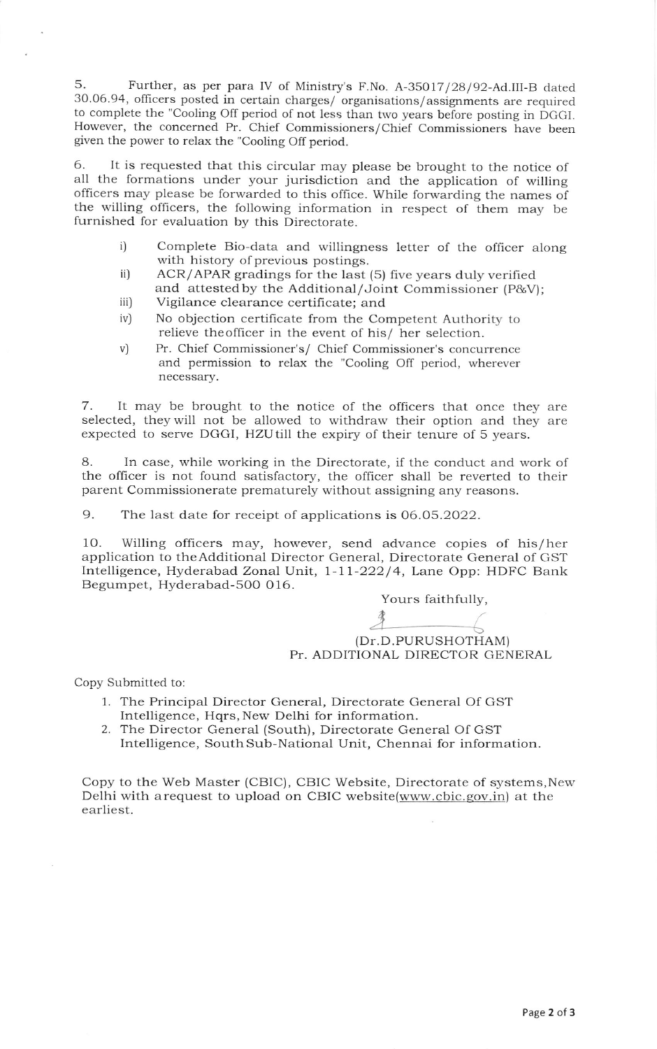5. Further, as per para IV of Ministry's F.No. A-35017/28/92-Ad.III-B dated 30.06.94, officers posted in certain charges/ organisations/assignments are required to complete the "Cooling Off period of not less than two years before posting in DGGI. However, the concerned Pr. Chief Commissioners/Chief Commissioners have been given the power to relax the "Cooling Off period.

6. It is requested that this circular may please be brought to the notice of all the formations under your jurisdiction and the application of willing officers may please be forwarded to this office. While forwarding the names of the willing officers, the following information in respect of them may be furnished for evaluation by this Directorate.

i) Complete Bio-data and willingness letter of the officer along with history of previous postings.

ii) ACR/APAR gradings for the last (5) five years duly verified and attested by the Additional/Joint Commissioner (P&V);

iii) Vigilance clearance certificate; and

iv) No objection certificate from the Competent Authority to relieve the officer in the event of his/ her selection.

v) Pr. Chief Commissioner's/ Chief Commissioner's concurrence and permission to relax the "Cooling Off period, wherever necessary.

7. It may be brought to the notice of the officers that once they are selected, they will not be allowed to withdraw their option and they are expected to serve DGGI, HZU till the expiry of their tenure of 5 years.

8. In case, while working in the Directorate, if the conduct and work of the officer is not found satisfactory, the officer shall be reverted to their parent Commissionerate prematurely without assigning any reasons.

9. The last date for receipt of applications is 06.05.2022.

10. Willing officers may, however, send advance copies of his/her application to the Additional Director General, Directorate General of GST Intelligence, Hyderabad Zonal Unit, 1-11-222/4, Lane Opp: HDFC Bank Begumpet, Hyderabad-500 016.

Yours faithfully,

(Dr.D.PURUSHOTHAM)
Pr. ADDITIONAL DIRECTOR GENERAL

Copy Submitted to:

1. The Principal Director General, Directorate General Of GST Intelligence, Hqrs, New Delhi for information.
2. The Director General (South), Directorate General Of GST Intelligence, South Sub-National Unit, Chennai for information.

Copy to the Web Master (CBIC), CBIC Website, Directorate of systems, New Delhi with a request to upload on CBIC website(www.cbic.gov.in) at the earliest.